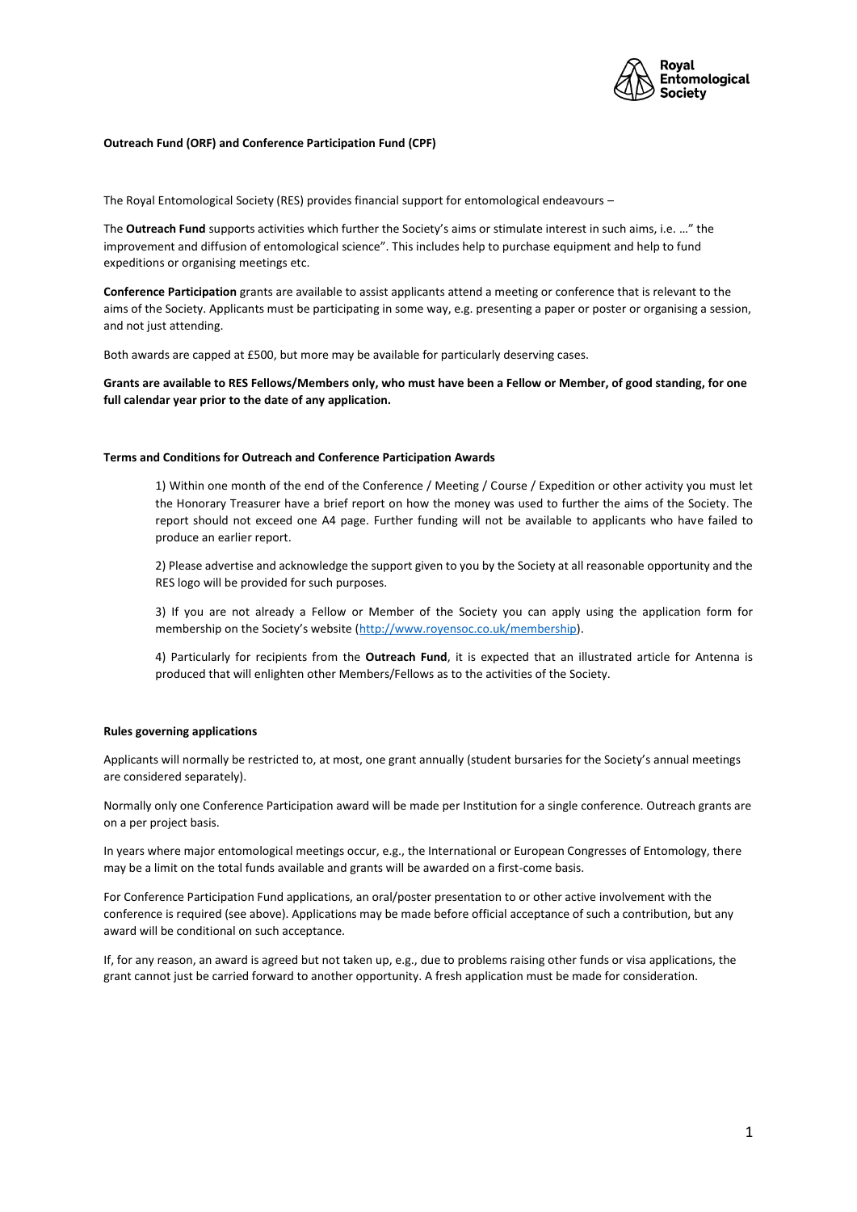**Outreach Fund (ORF) and Conference Participation Fund (CPF)**

The Royal Entomological Society (RES) provides financial support for entomological endeavours –

The **Outreach Fund** supports activities which further the Society's aims or stimulate interest in such aims, i.e. …" the improvement and diffusion of entomological science". This includes help to purchase equipment and help to fund expeditions or organising meetings etc.

**Conference Participation** grants are available to assist applicants attend a meeting or conference that is relevant to the aims of the Society. Applicants must be participating in some way, e.g. presenting a paper or poster or organising a session, and not just attending.

Both awards are capped at £500, but more may be available for particularly deserving cases.

**Grants are available to RES Fellows/Members only, who must have been a Fellow or Member, of good standing, for one full calendar year prior to the date of any application.**

**Terms and Conditions for Outreach and Conference Participation Awards**

1) Within one month of the end of the Conference / Meeting / Course / Expedition or other activity you must let the Honorary Treasurer have a brief report on how the money was used to further the aims of the Society. The report should not exceed one A4 page. Further funding will not be available to applicants who have failed to produce an earlier report.

2) Please advertise and acknowledge the support given to you by the Society at all reasonable opportunity and the RES logo will be provided for such purposes.

3) If you are not already a Fellow or Member of the Society you can apply using the application form for membership on the Society's website (http://www.royensoc.co.uk/membership).

4) Particularly for recipients from the **Outreach Fund**, it is expected that an illustrated article for Antenna is produced that will enlighten other Members/Fellows as to the activities of the Society.

**Rules governing applications**

Applicants will normally be restricted to, at most, one grant annually (student bursaries for the Society's annual meetings are considered separately).

Normally only one Conference Participation award will be made per Institution for a single conference. Outreach grants are on a per project basis.

In years where major entomological meetings occur, e.g., the International or European Congresses of Entomology, there may be a limit on the total funds available and grants will be awarded on a first-come basis.

For Conference Participation Fund applications, an oral/poster presentation to or other active involvement with the conference is required (see above). Applications may be made before official acceptance of such a contribution, but any award will be conditional on such acceptance.

If, for any reason, an award is agreed but not taken up, e.g., due to problems raising other funds or visa applications, the grant cannot just be carried forward to another opportunity. A fresh application must be made for consideration.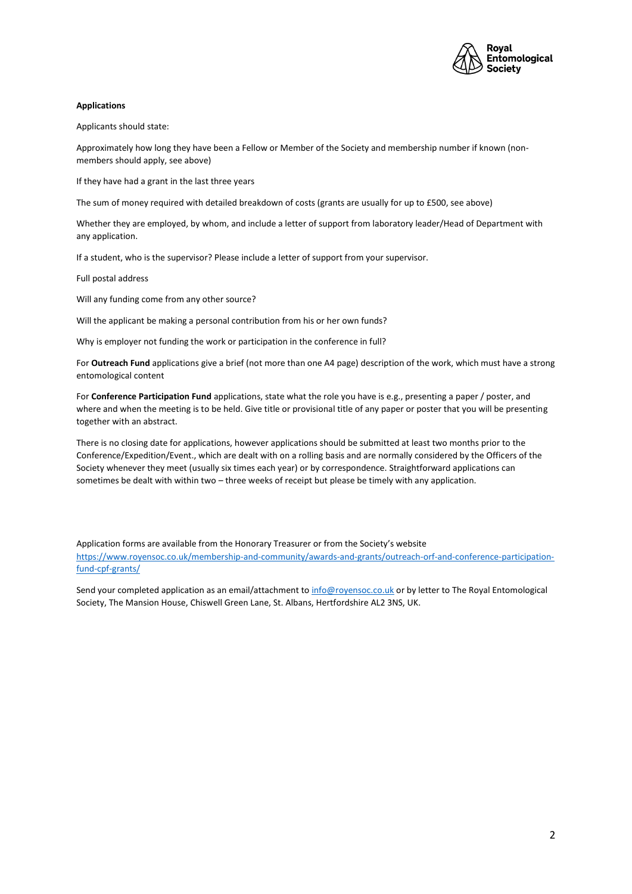**Applications**

Applicants should state:

Approximately how long they have been a Fellow or Member of the Society and membership number if known (non-members should apply, see above)

If they have had a grant in the last three years

The sum of money required with detailed breakdown of costs (grants are usually for up to £500, see above)

Whether they are employed, by whom, and include a letter of support from laboratory leader/Head of Department with any application.

If a student, who is the supervisor? Please include a letter of support from your supervisor.

Full postal address

Will any funding come from any other source?

Will the applicant be making a personal contribution from his or her own funds?

Why is employer not funding the work or participation in the conference in full?

For **Outreach Fund** applications give a brief (not more than one A4 page) description of the work, which must have a strong entomological content

For **Conference Participation Fund** applications, state what the role you have is e.g., presenting a paper / poster, and where and when the meeting is to be held. Give title or provisional title of any paper or poster that you will be presenting together with an abstract.

There is no closing date for applications, however applications should be submitted at least two months prior to the Conference/Expedition/Event., which are dealt with on a rolling basis and are normally considered by the Officers of the Society whenever they meet (usually six times each year) or by correspondence. Straightforward applications can sometimes be dealt with within two – three weeks of receipt but please be timely with any application.

Application forms are available from the Honorary Treasurer or from the Society's website [https://www.royensoc.co.uk/membership-and-community/awards-and-grants/outreach-orf-and-conference-participation-fund-cpf-grants/](https://www.royensoc.co.uk/membership-and-community/awards-and-grants/outreach-orf-and-conference-participation-fund-cpf-grants/)

Send your completed application as an email/attachment to [info@royensoc.co.uk](mailto:info@royensoc.co.uk) or by letter to The Royal Entomological Society, The Mansion House, Chiswell Green Lane, St. Albans, Hertfordshire AL2 3NS, UK.